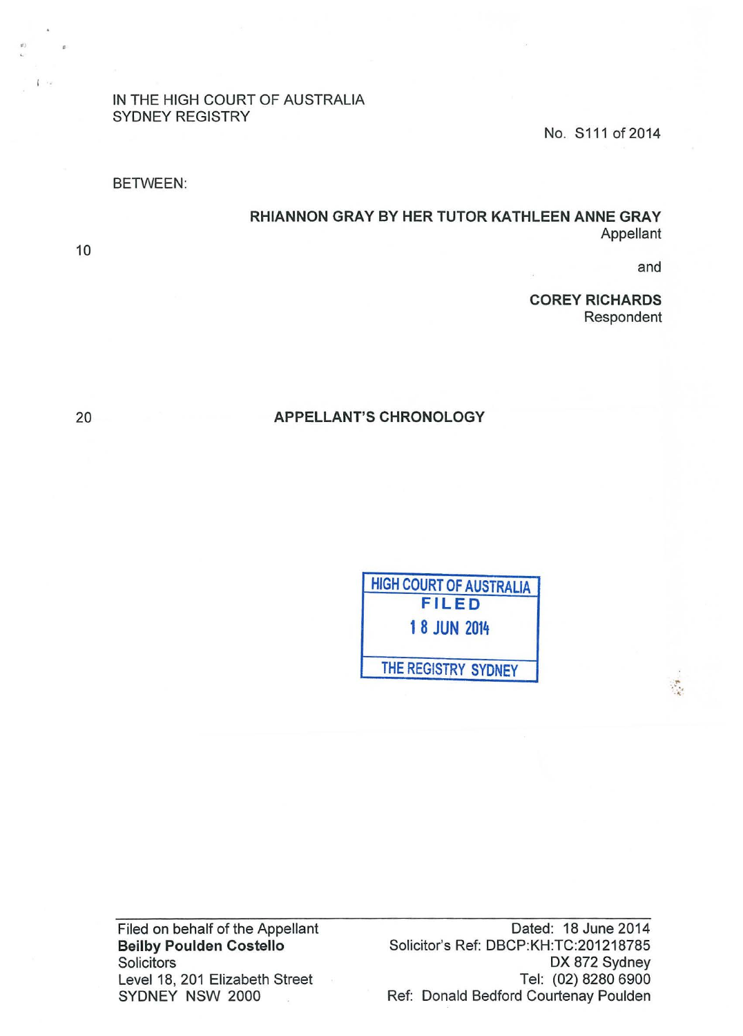IN THE HIGH COURT OF AUSTRALIA
SYDNEY REGISTRY

No. S111 of 2014

BETWEEN:

**RHIANNON GRAY BY HER TUTOR KATHLEEN ANNE GRAY**
Appellant

and

**COREY RICHARDS**
Respondent

**APPELLANT'S CHRONOLOGY**

HIGH COURT OF AUSTRALIA
FILED
18 JUN 2014
THE REGISTRY SYDNEY

Filed on behalf of the Appellant
**Beilby Poulden Costello**
Solicitors
Level 18, 201 Elizabeth Street
SYDNEY NSW 2000

Dated: 18 June 2014
Solicitor's Ref: DBCP:KH:TC:201218785
DX 872 Sydney
Tel: (02) 8280 6900
Ref: Donald Bedford Courtenay Poulden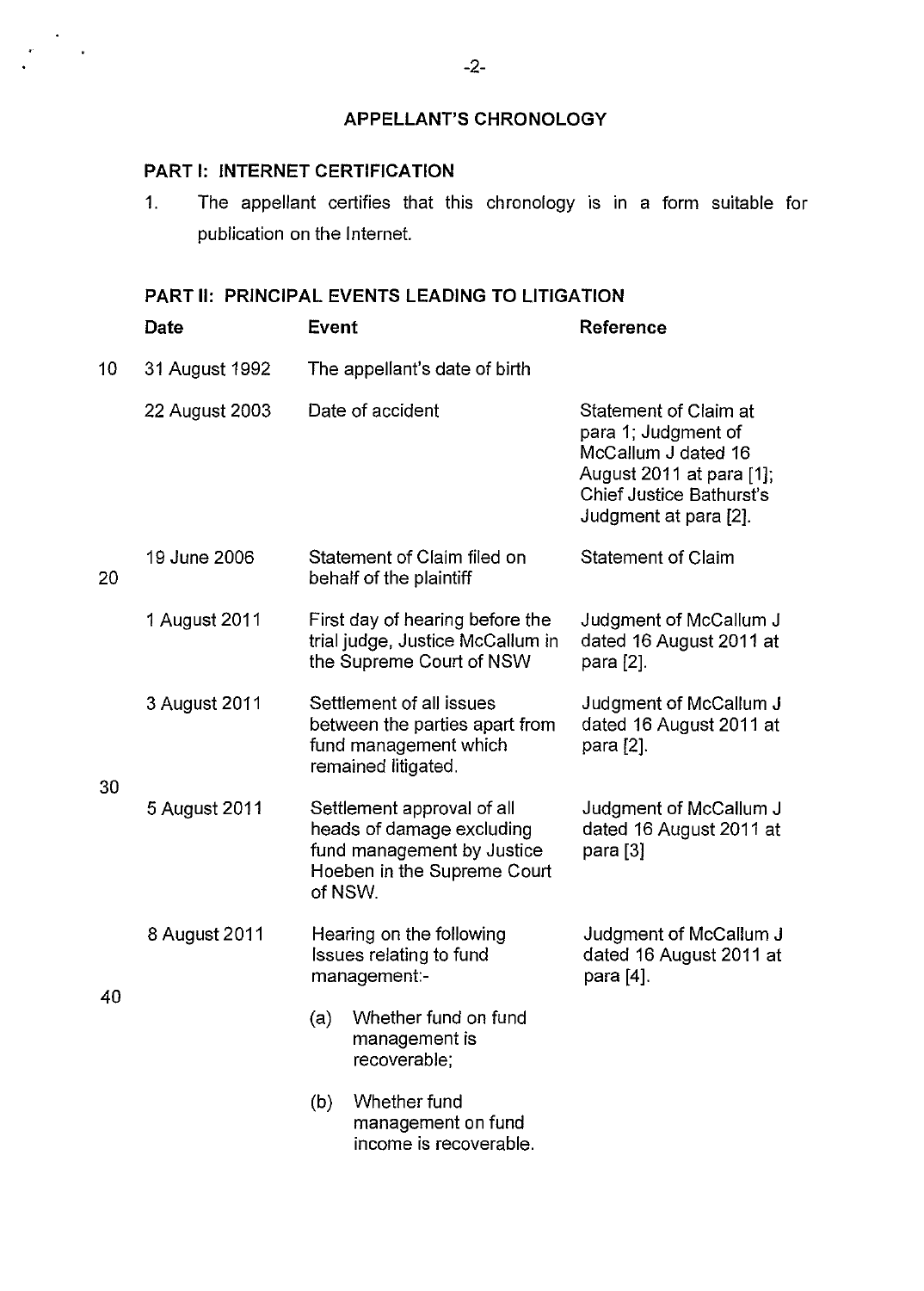## APPELLANT'S CHRONOLOGY

### PART I: INTERNET CERTIFICATION

1. The appellant certifies that this chronology is in a form suitable for publication on the Internet.

### PART II: PRINCIPAL EVENTS LEADING TO LITIGATION

| Date | Event | Reference |
|---|---|---|
| 31 August 1992 | The appellant's date of birth | |
| 22 August 2003 | Date of accident | Statement of Claim at para 1; Judgment of McCallum J dated 16 August 2011 at para [1]; Chief Justice Bathurst's Judgment at para [2]. |
| 19 June 2006 | Statement of Claim filed on behalf of the plaintiff | Statement of Claim |
| 1 August 2011 | First day of hearing before the trial judge, Justice McCallum in the Supreme Court of NSW | Judgment of McCallum J dated 16 August 2011 at para [2]. |
| 3 August 2011 | Settlement of all issues between the parties apart from fund management which remained litigated. | Judgment of McCallum J dated 16 August 2011 at para [2]. |
| 5 August 2011 | Settlement approval of all heads of damage excluding fund management by Justice Hoeben in the Supreme Court of NSW. | Judgment of McCallum J dated 16 August 2011 at para [3] |
| 8 August 2011 | Hearing on the following Issues relating to fund management:- (a) Whether fund on fund management is recoverable; (b) Whether fund management on fund income is recoverable. | Judgment of McCallum J dated 16 August 2011 at para [4]. |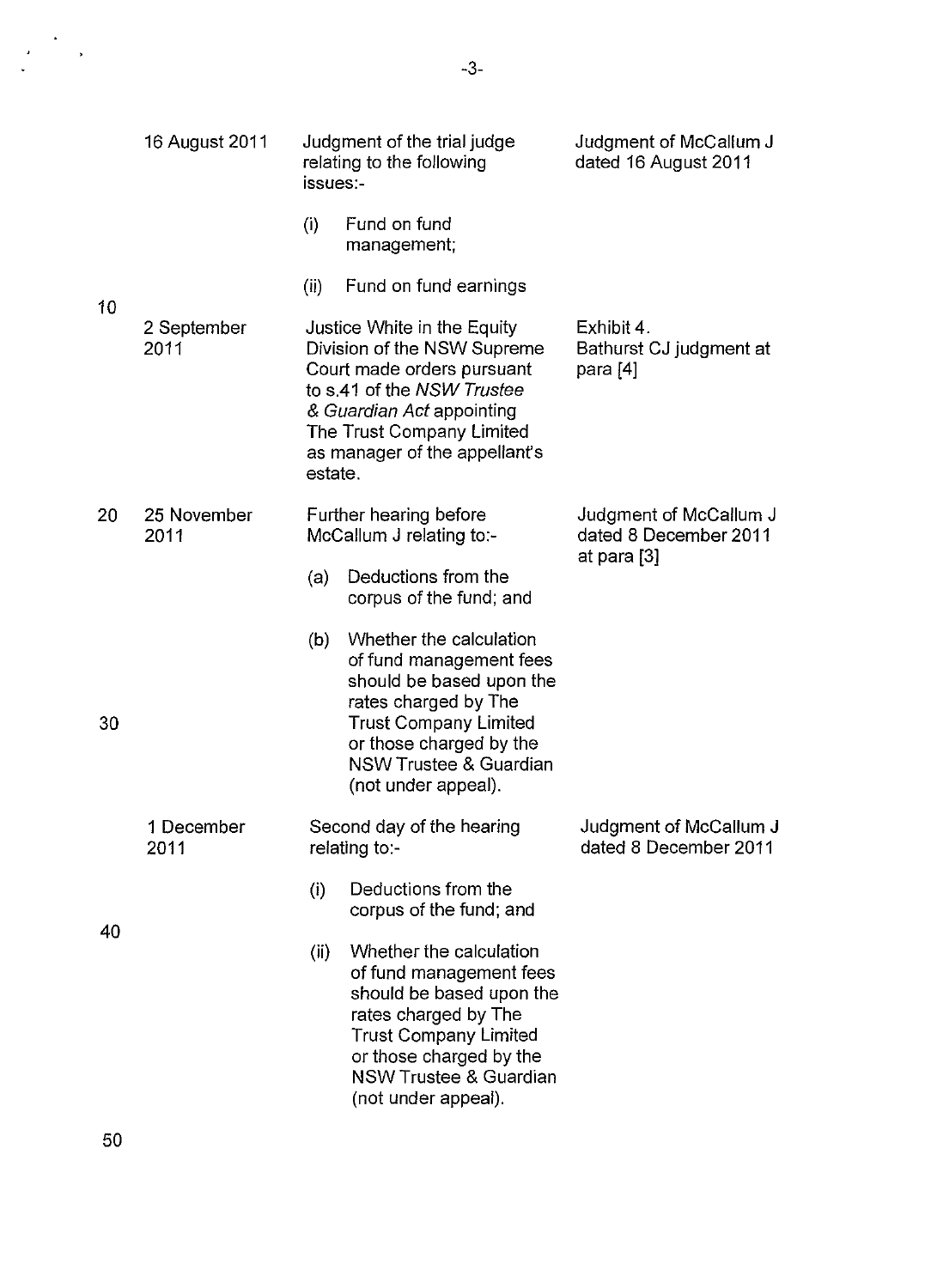| | | |
|---|---|---|
| 16 August 2011 | Judgment of the trial judge relating to the following issues:-<br>(i) Fund on fund management;<br>(ii) Fund on fund earnings | Judgment of McCallum J dated 16 August 2011 |
| 2 September 2011 | Justice White in the Equity Division of the NSW Supreme Court made orders pursuant to s.41 of the *NSW Trustee & Guardian Act* appointing The Trust Company Limited as manager of the appellant's estate. | Exhibit 4.<br>Bathurst CJ judgment at para [4] |
| 25 November 2011 | Further hearing before McCallum J relating to:-<br>(a) Deductions from the corpus of the fund; and<br>(b) Whether the calculation of fund management fees should be based upon the rates charged by The Trust Company Limited or those charged by the NSW Trustee & Guardian (not under appeal). | Judgment of McCallum J dated 8 December 2011 at para [3] |
| 1 December 2011 | Second day of the hearing relating to:-<br>(i) Deductions from the corpus of the fund; and<br>(ii) Whether the calculation of fund management fees should be based upon the rates charged by The Trust Company Limited or those charged by the NSW Trustee & Guardian (not under appeal). | Judgment of McCallum J dated 8 December 2011 |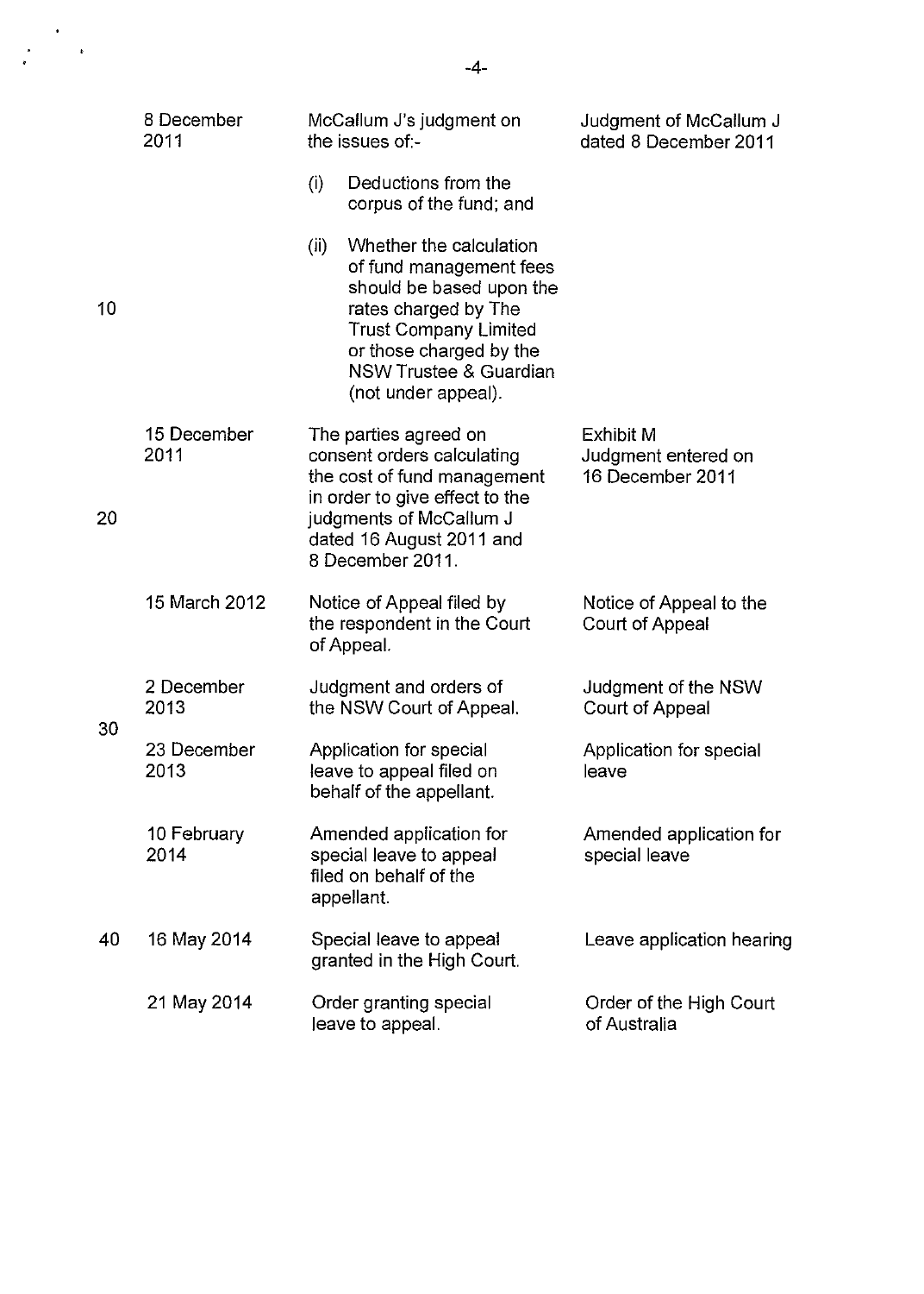| | | |
|---|---|---|
| 8 December 2011 | McCallum J's judgment on the issues of:-<br>(i) Deductions from the corpus of the fund; and<br>(ii) Whether the calculation of fund management fees should be based upon the rates charged by The Trust Company Limited or those charged by the NSW Trustee & Guardian (not under appeal). | Judgment of McCallum J dated 8 December 2011 |
| 15 December 2011 | The parties agreed on consent orders calculating the cost of fund management in order to give effect to the judgments of McCallum J dated 16 August 2011 and 8 December 2011. | Exhibit M<br>Judgment entered on 16 December 2011 |
| 15 March 2012 | Notice of Appeal filed by the respondent in the Court of Appeal. | Notice of Appeal to the Court of Appeal |
| 2 December 2013 | Judgment and orders of the NSW Court of Appeal. | Judgment of the NSW Court of Appeal |
| 23 December 2013 | Application for special leave to appeal filed on behalf of the appellant. | Application for special leave |
| 10 February 2014 | Amended application for special leave to appeal filed on behalf of the appellant. | Amended application for special leave |
| 16 May 2014 | Special leave to appeal granted in the High Court. | Leave application hearing |
| 21 May 2014 | Order granting special leave to appeal. | Order of the High Court of Australia |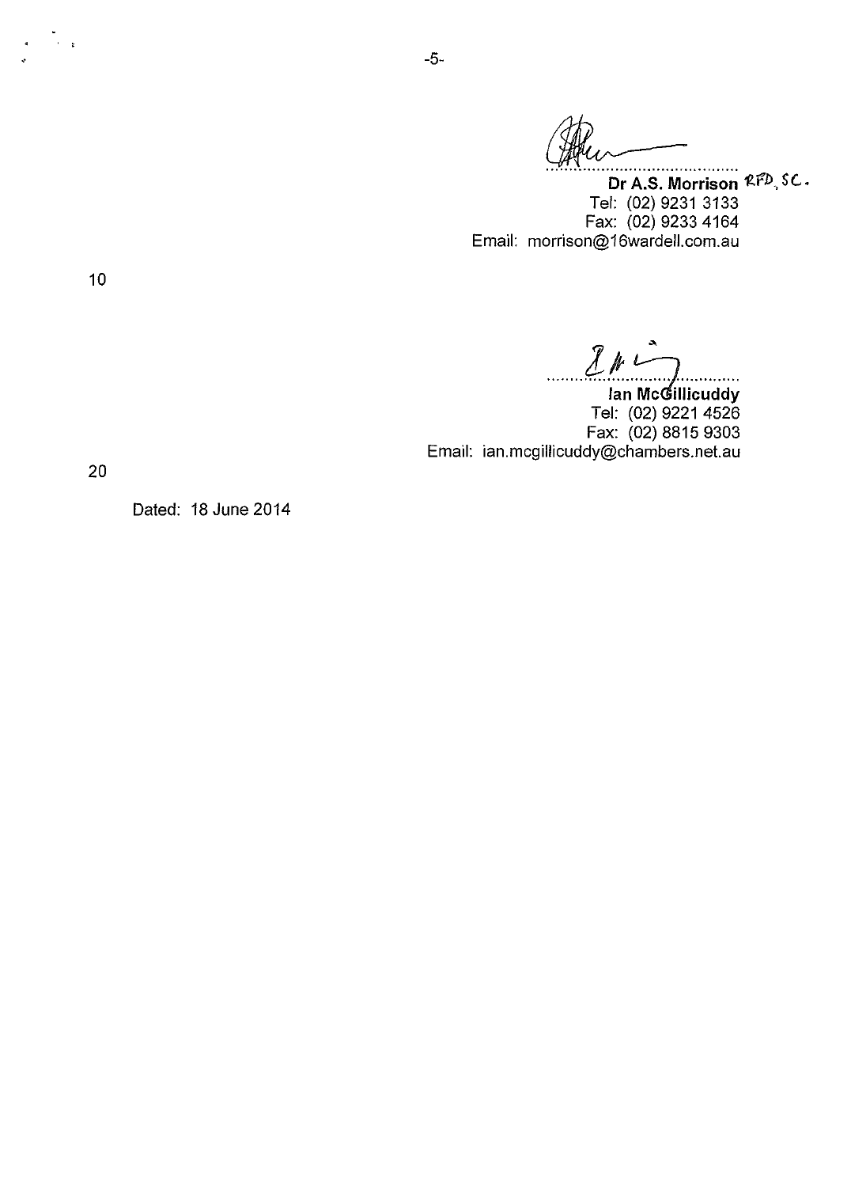Dr A.S. Morrison RFD, SC.
Tel: (02) 9231 3133
Fax: (02) 9233 4164
Email: morrison@16wardell.com.au

Ian McGillicuddy
Tel: (02) 9221 4526
Fax: (02) 8815 9303
Email: ian.mcgillicuddy@chambers.net.au

Dated: 18 June 2014